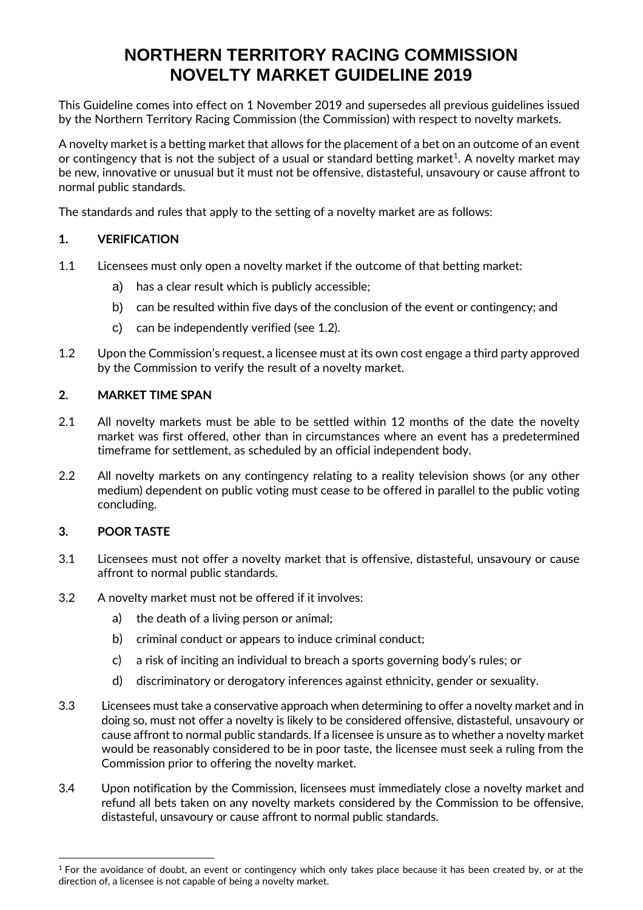# NORTHERN TERRITORY RACING COMMISSION NOVELTY MARKET GUIDELINE 2019

This Guideline comes into effect on 1 November 2019 and supersedes all previous guidelines issued by the Northern Territory Racing Commission (the Commission) with respect to novelty markets.

A novelty market is a betting market that allows for the placement of a bet on an outcome of an event or contingency that is not the subject of a usual or standard betting market[1]. A novelty market may be new, innovative or unusual but it must not be offensive, distasteful, unsavoury or cause affront to normal public standards.

The standards and rules that apply to the setting of a novelty market are as follows:

## 1. VERIFICATION

1.1 Licensees must only open a novelty market if the outcome of that betting market:

a) has a clear result which is publicly accessible;

b) can be resulted within five days of the conclusion of the event or contingency; and

c) can be independently verified (see 1.2).

1.2 Upon the Commission's request, a licensee must at its own cost engage a third party approved by the Commission to verify the result of a novelty market.

## 2. MARKET TIME SPAN

2.1 All novelty markets must be able to be settled within 12 months of the date the novelty market was first offered, other than in circumstances where an event has a predetermined timeframe for settlement, as scheduled by an official independent body.

2.2 All novelty markets on any contingency relating to a reality television shows (or any other medium) dependent on public voting must cease to be offered in parallel to the public voting concluding.

## 3. POOR TASTE

3.1 Licensees must not offer a novelty market that is offensive, distasteful, unsavoury or cause affront to normal public standards.

3.2 A novelty market must not be offered if it involves:

a) the death of a living person or animal;

b) criminal conduct or appears to induce criminal conduct;

c) a risk of inciting an individual to breach a sports governing body's rules; or

d) discriminatory or derogatory inferences against ethnicity, gender or sexuality.

3.3 Licensees must take a conservative approach when determining to offer a novelty market and in doing so, must not offer a novelty is likely to be considered offensive, distasteful, unsavoury or cause affront to normal public standards. If a licensee is unsure as to whether a novelty market would be reasonably considered to be in poor taste, the licensee must seek a ruling from the Commission prior to offering the novelty market.

3.4 Upon notification by the Commission, licensees must immediately close a novelty market and refund all bets taken on any novelty markets considered by the Commission to be offensive, distasteful, unsavoury or cause affront to normal public standards.

---

[1] For the avoidance of doubt, an event or contingency which only takes place because it has been created by, or at the direction of, a licensee is not capable of being a novelty market.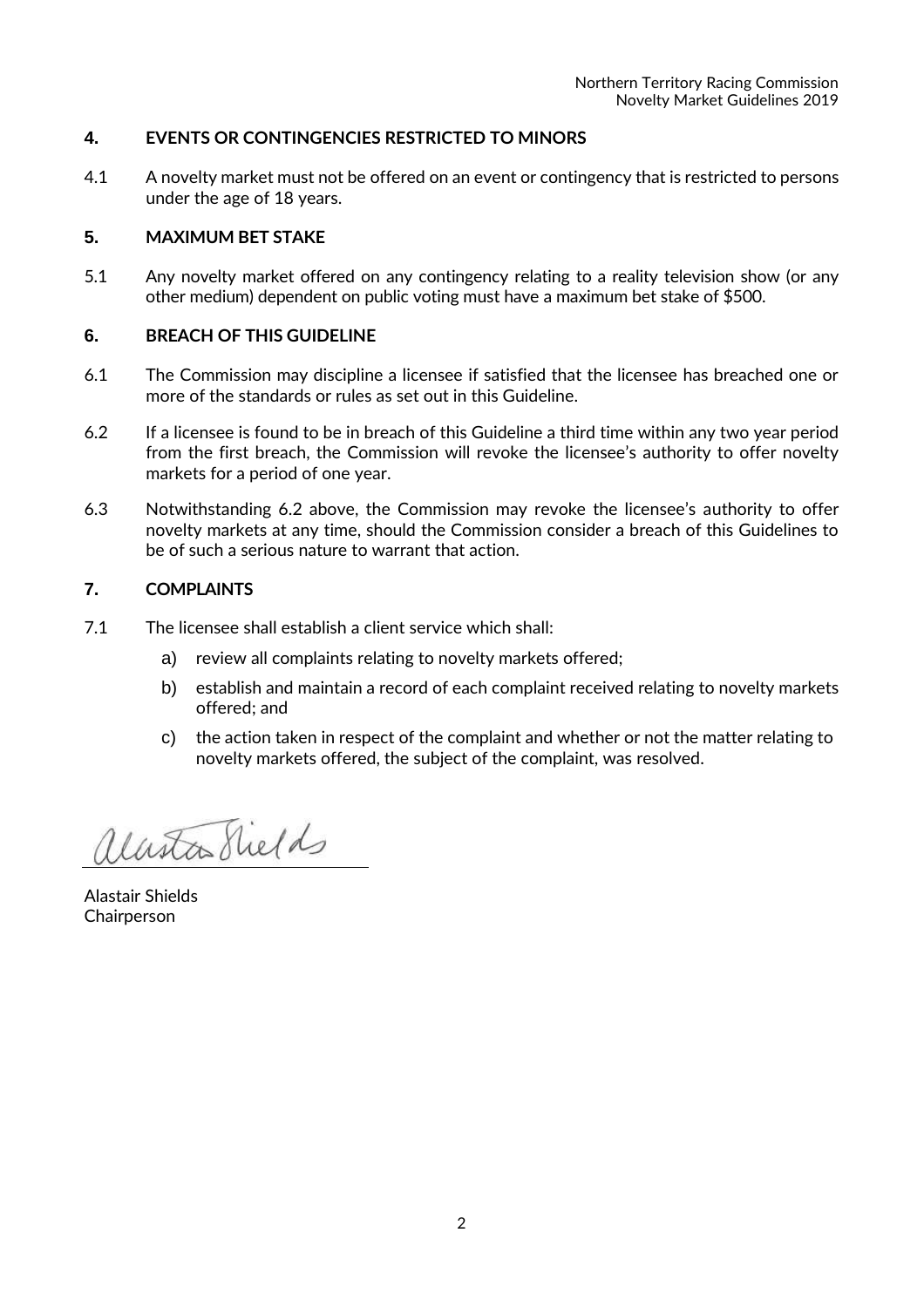## 4. EVENTS OR CONTINGENCIES RESTRICTED TO MINORS

4.1 A novelty market must not be offered on an event or contingency that is restricted to persons under the age of 18 years.

## 5. MAXIMUM BET STAKE

5.1 Any novelty market offered on any contingency relating to a reality television show (or any other medium) dependent on public voting must have a maximum bet stake of $500.

## 6. BREACH OF THIS GUIDELINE

6.1 The Commission may discipline a licensee if satisfied that the licensee has breached one or more of the standards or rules as set out in this Guideline.

6.2 If a licensee is found to be in breach of this Guideline a third time within any two year period from the first breach, the Commission will revoke the licensee's authority to offer novelty markets for a period of one year.

6.3 Notwithstanding 6.2 above, the Commission may revoke the licensee's authority to offer novelty markets at any time, should the Commission consider a breach of this Guidelines to be of such a serious nature to warrant that action.

## 7. COMPLAINTS

7.1 The licensee shall establish a client service which shall:

a) review all complaints relating to novelty markets offered;

b) establish and maintain a record of each complaint received relating to novelty markets offered; and

c) the action taken in respect of the complaint and whether or not the matter relating to novelty markets offered, the subject of the complaint, was resolved.

Alastair Shields
Chairperson